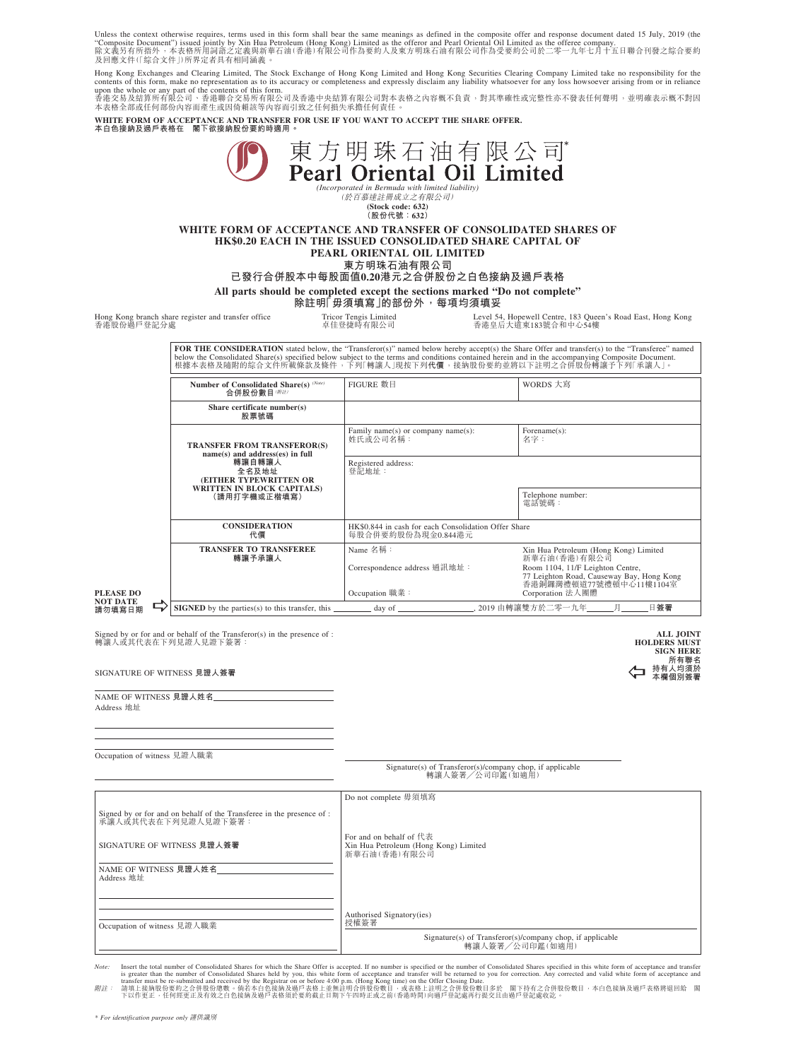Unless the context otherwise requires, terms used in this form shall bear the same meanings as defined in the composite offer and response document dated 15 July, 2019 (the "Composite Document") issued jointly by Xin Hua Petroleum (Hong Kong) Limited as the offeror and Pearl Oriental Oil Limited as the offeree company.
除文義另有所指外，本表格所用詞語之定義與新華石油(香港)有限公司作為要約人及東方明珠石油有限公司作為受要約公司於二零一九年七月十五日聯合刊發之綜合要約及回應文件(「綜合文件」)所界定者具有相同涵義。

Hong Kong Exchanges and Clearing Limited, The Stock Exchange of Hong Kong Limited and Hong Kong Securities Clearing Company Limited take no responsibility for the contents of this form, make no representation as to its accuracy or completeness and expressly disclaim any liability whatsoever for any loss howsoever arising from or in reliance upon the whole or any part of the contents of this form.
香港交易及結算所有限公司、香港聯合交易所有限公司及香港中央結算有限公司對本表格之內容概不負責，對其準確性或完整性亦不發表任何聲明，並明確表示概不對因本表格全部或任何部份內容而產生或因倚賴該等內容而引致之任何損失承擔任何責任。

**WHITE FORM OF ACCEPTANCE AND TRANSFER FOR USE IF YOU WANT TO ACCEPT THE SHARE OFFER.**
**本白色接納及過戶表格在 閣下欲接納股份要約時適用。**

# 東方明珠石油有限公司*
# Pearl Oriental Oil Limited

*(Incorporated in Bermuda with limited liability)*
*(於百慕達註冊成立之有限公司)*
**(Stock code: 632)**
**(股份代號：632)**

## WHITE FORM OF ACCEPTANCE AND TRANSFER OF CONSOLIDATED SHARES OF HK$0.20 EACH IN THE ISSUED CONSOLIDATED SHARE CAPITAL OF PEARL ORIENTAL OIL LIMITED
## 東方明珠石油有限公司
## 已發行合併股本中每股面值0.20港元之合併股份之白色接納及過戶表格

**All parts should be completed except the sections marked "Do not complete"**
**除註明「毋須填寫」的部份外，每項均須填妥**

Hong Kong branch share register and transfer office 香港股份過戶登記分處 — Tricor Tengis Limited 卓佳登捷時有限公司 — Level 54, Hopewell Centre, 183 Queen's Road East, Hong Kong 香港皇后大道東183號合和中心54樓

**FOR THE CONSIDERATION** stated below, the "Transferor(s)" named below hereby accept(s) the Share Offer and transfer(s) to the "Transferee" named below the Consolidated Share(s) specified below subject to the terms and conditions contained herein and in the accompanying Composite Document.
根據本表格及隨附的綜合文件所載條款及條件，下列「轉讓人」現按下列代價，接納股份要約並將以下註明之合併股份轉讓予下列「承讓人」。

| | | |
|---|---|---|
| **Number of Consolidated Share(s)** (Note) **合併股份數目**(附註) | FIGURE 數目 | WORDS 大寫 |
| **Share certificate number(s) 股票號碼** | | |
| **TRANSFER FROM TRANSFEROR(S) name(s) and address(es) in full 轉讓自轉讓人 全名及地址 (EITHER TYPEWRITTEN OR WRITTEN IN BLOCK CAPITALS) (請用打字機或正楷填寫)** | Family name(s) or company name(s): 姓氏或公司名稱： | Forename(s): 名字： |
| | Registered address: 登記地址： | |
| | | Telephone number: 電話號碼： |
| **CONSIDERATION 代價** | HK$0.844 in cash for each Consolidation Offer Share 每股合併要約股份為現金0.844港元 | |
| **TRANSFER TO TRANSFEREE 轉讓予承讓人** | Name 名稱： | Xin Hua Petroleum (Hong Kong) Limited 新華石油(香港)有限公司 |
| | Correspondence address 通訊地址： | Room 1104, 11/F Leighton Centre, 77 Leighton Road, Causeway Bay, Hong Kong 香港銅鑼灣禮頓道77號禮頓中心11樓1104室 |
| | Occupation 職業： | Corporation 法人團體 |

**PLEASE DO NOT DATE 請勿填寫日期** ⇨ **SIGNED** by the parties(s) to this transfer, this ________ day of ________________, 2019 由轉讓雙方於二零一九年______月______日**簽署**

Signed by or for and on behalf of the Transferor(s) in the presence of :
轉讓人或其代表在下列見證人見證下簽署：

SIGNATURE OF WITNESS 見證人簽署

NAME OF WITNESS 見證人姓名
Address 地址

Occupation of witness 見證人職業

**ALL JOINT HOLDERS MUST SIGN HERE 所有聯名持有人均須於本欄個別簽署** ⇦

Signature(s) of Transferor(s)/company chop, if applicable
轉讓人簽署／公司印鑑(如適用)

| | |
|---|---|
| Signed by or for and on behalf of the Transferee in the presence of : 承讓人或其代表在下列見證人見證下簽署： | Do not complete 毋須填寫 |
| SIGNATURE OF WITNESS 見證人簽署 | For and on behalf of 代表 Xin Hua Petroleum (Hong Kong) Limited 新華石油(香港)有限公司 |
| NAME OF WITNESS 見證人姓名 Address 地址 | |
| Occupation of witness 見證人職業 | Authorised Signatory(ies) 授權簽署 |
| | Signature(s) of Transferor(s)/company chop, if applicable 轉讓人簽署／公司印鑑(如適用) |

*Note:* Insert the total number of Consolidated Shares for which the Share Offer is accepted. If no number is specified or the number of Consolidated Shares specified in this white form of acceptance and transfer is greater than the number of Consolidated Shares held by you, this white form of acceptance and transfer will be returned to you for correction. Any corrected and valid white form of acceptance and transfer must be re-submitted and received by the Registrar on or before 4:00 p.m. (Hong Kong time) on the Offer Closing Date.

*附註：* 請填上接納股份要約之合併股份總數。倘若本白色接納及過戶表格上並無註明合併股份數目，或表格上註明之合併股份數目多於 閣下持有之合併股份數目，本白色接納及過戶表格將退回給 閣下以作更正，任何經更正及有效之白色接納及過戶表格須於要約截止日期下午四時正或之前(香港時間)向過戶登記處再行提交且由過戶登記處收訖。

\* *For identification purpose only 僅供識別*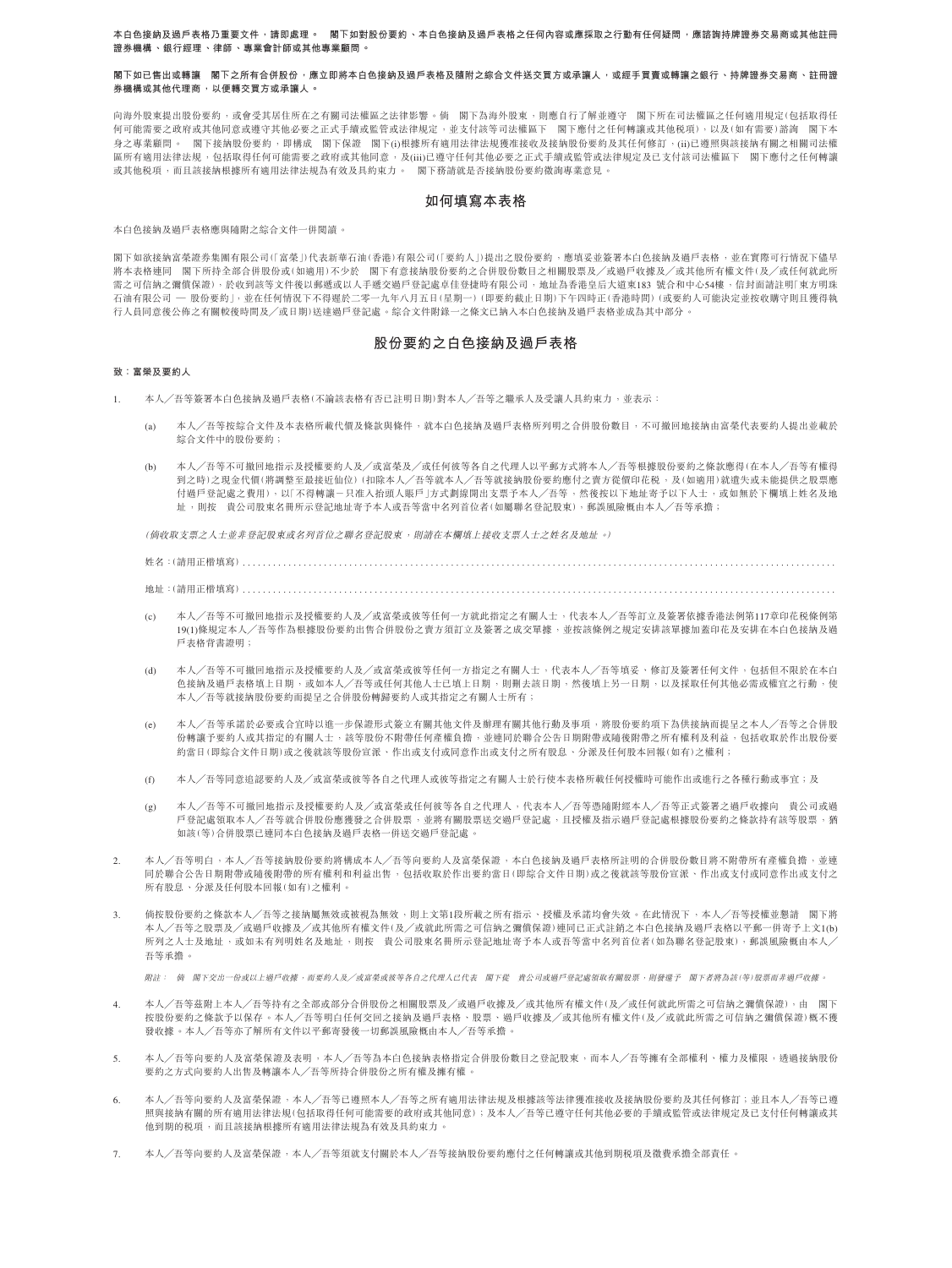**本白色接納及過戶表格乃重要文件，請即處理。　閣下如對股份要約、本白色接納及過戶表格之任何內容或應採取之行動有任何疑問，應諮詢持牌證券交易商或其他註冊證券機構、銀行經理、律師、專業會計師或其他專業顧問。**

**閣下如已售出或轉讓　閣下之所有合併股份，應立即將本白色接納及過戶表格及隨附之綜合文件送交買方或承讓人，或經手買賣或轉讓之銀行、持牌證券交易商、註冊證券機構或其他代理商，以便轉交買方或承讓人。**

向海外股東提出股份要約，或會受其居住所在之有關司法權區之法律影響。倘　閣下為海外股東，則應自行了解並遵守　閣下所在司法權區之任何適用規定（包括取得任何可能需要之政府或其他同意或遵守其他必要之正式手續或監管或法律規定，並支付該等司法權區下　閣下應付之任何轉讓或其他稅項），以及（如有需要）諮詢　閣下本身之專業顧問。　閣下接納股份要約，即構成　閣下保證　閣下(i)根據所有適用法律法規獲准接收及接納股份要約及其任何修訂，(ii)已遵照與該接納有關之相關司法權區所有適用法律法規，包括取得任何可能需要之政府或其他同意，及(iii)已遵守任何其他必要之正式手續或監管或法律規定及已支付該司法權區下　閣下應付之任何轉讓或其他稅項，而且該接納根據所有適用法律法規為有效及具約束力。　閣下務請就是否接納股份要約徵詢專業意見。

## 如何填寫本表格

本白色接納及過戶表格應與隨附之綜合文件一併閱讀。

閣下如欲接納富榮證券集團有限公司（「富榮」）代表新華石油（香港）有限公司（「要約人」）提出之股份要約，應填妥並簽署本白色接納及過戶表格，並在實際可行情況下儘早將本表格連同　閣下所持全部合併股份或（如適用）不少於　閣下有意接納股份要約之合併股份數目之相關股票及／或過戶收據及／或其他所有權文件（及／或任何就此所需之可信納之彌償保證），於收到該等文件後以郵遞或以人手遞交過戶登記處卓佳登捷時有限公司，地址為香港皇后大道東183號合和中心54樓，信封面請註明「東方明珠石油有限公司 — 股份要約」，並在任何情況下不得遲於二零一九年八月五日（星期一）（即要約截止日期）下午四時正（香港時間）（或要約人可能決定並按收購守則且獲得執行人員同意後公佈之有關較後時間及／或日期）送達過戶登記處。綜合文件附錄一之條文已納入本白色接納及過戶表格並成為其中部分。

## 股份要約之白色接納及過戶表格

**致：富榮及要約人**

1. 本人／吾等簽署本白色接納及過戶表格（不論該表格有否已註明日期）對本人／吾等之繼承人及受讓人具約束力，並表示：

   (a) 本人／吾等按綜合文件及本表格所載代價及條款與條件，就本白色接納及過戶表格所列明之合併股份數目，不可撤回地接納由富榮代表要約人提出並載於綜合文件中的股份要約；

   (b) 本人／吾等不可撤回地指示及授權要約人及／或富榮及／或任何彼等各自之代理人以平郵方式將本人／吾等根據股份要約之條款應得（在本人／吾等有權得到之時）之現金代價（將調整至最接近仙位）（扣除本人／吾等就本人／吾等就接納股份要約應付之賣方從價印花稅，及（如適用）就遺失或未能提供之股票應需之可信納之彌償保證，於收到該等文件後以郵遞或以人手遞交過戶登記處之費用），以「不得轉讓－只准入抬頭人賬戶」方式劃線開出支票予本人／吾等，然後按以下地址寄予以下人士，或如無於下欄填上姓名及地址，則按　貴公司股東名冊所示登記地址寄予本人或吾等當中名列首位者（如屬聯名登記股東），郵誤風險概由本人／吾等承擔；

   *（倘收取支票之人士並非登記股東或名列首位之聯名登記股東，則請在本欄填上接收支票人士之姓名及地址。）*

   姓名：（請用正楷填寫）……………………………………………………………………………………………………

   地址：（請用正楷填寫）……………………………………………………………………………………………………

   (c) 本人／吾等不可撤回地指示及授權要約人及／或富榮或彼等任何一方就此指定之有關人士，代表本人／吾等訂立及簽署依據香港法例第117章印花稅條例第19(1)條規定本人／吾等作為根據股份要約出售合併股份之賣方須訂立及簽署之成交單據，並按該條例之規定安排該單據加蓋印花及安排在本白色接納及過戶表格背書證明；

   (d) 本人／吾等不可撤回地指示及授權要約人及／或富榮或彼等任何一方指定之有關人士，代表本人／吾等填妥、修訂及簽署任何文件，包括但不限於在本白色接納及過戶表格填上日期，或如本人／吾等或任何其他人士已填上日期，則刪去該日期，然後填上另一日期，以及採取任何其他必需或權宜之行動，使本人／吾等就接納股份要約而提呈之合併股份轉歸要約人或其指定之有關人士所有；

   (e) 本人／吾等承諾於必要或合宜時以進一步保證形式簽立有關其他文件及辦理有關其他行動及事項，將股份要約項下為供接納而提呈之本人／吾等之合併股份轉讓予要約人或其指定的有關人士，該等股份不附帶任何產權負擔，並連同於聯合公告日期附帶或隨後附帶之所有權利及利益，包括收取於作出股份要約當日（即綜合文件日期）或之後就該等股份宣派、作出或支付或同意作出或支付之任何股息、分派及任何股本回報（如有）之權利；

   (f) 本人／吾等同意追認要約人及／或富榮或彼等各自之代理人或彼等指定之有關人士於行使本表格所載任何授權時可能作出或進行之各種行動或事宜；及

   (g) 本人／吾等不可撤回地指示及授權要約人及／或富榮或任何彼等各自之代理人，代表本人／吾等憑隨附經本人／吾等正式簽署之過戶收據向　貴公司或過戶登記處領取本人／吾等就合併股份應獲發之合併股票，並將有關股票送交過戶登記處，且授權及指示過戶登記處根據股份要約之條款持有該等股票，猶如該（等）合併股票已連同本白色接納及過戶表格一併送交過戶登記處。

2. 本人／吾等明白，本人／吾等接納股份要約將構成本人／吾等向要約人及富榮保證，本白色接納及過戶表格所註明的合併股份數目將不附帶所有產權負擔，並連同於聯合公告日期附帶或隨後附帶的所有權利和利益出售，包括收取於作出要約當日（即綜合文件日期）或之後就該等股份宣派、作出或支付或同意作出或支付之所有股息、分派及任何股本回報（如有）之權利。

3. 倘按股份要約之條款本人／吾等之接納屬無效或被視為無效，則上文第1段所載之所有指示、授權及承諾均會失效。在此情況下，本人／吾等授權並懇請　閣下將本人／吾等之股票及／或過戶收據及／或其他所有權文件（及／或就此所需之可信納之彌償保證）連同已正式註銷之本白色接納及過戶表格以平郵一併寄予上文1(b)所列之人士及地址，或如未有列明姓名及地址，則按　貴公司股東名冊所示登記地址寄予本人或吾等當中名列首位者（如為聯名登記股東），郵誤風險概由本人／吾等承擔。

   *附註：　倘　閣下交出一份或以上過戶收據，而要約人及／或富榮或彼等各自之代理人已代表　閣下從　貴公司或過戶登記處領取有關股票，則發還予　閣下者將為該（等）股票而非過戶收據。*

4. 本人／吾等茲附上本人／吾等持有之全部或部分合併股份之相關股票及／或過戶收據及／或其他所有權文件（及／或任何就此所需之可信納之彌償保證），由　閣下按股份要約之條款予以保存。本人／吾等明白任何交回之接納及過戶表格、股票、過戶收據及／或其他所有權文件（及／或就此所需之可信納之彌償保證）概不獲發收據。本人／吾等亦了解所有文件以平郵寄發後一切郵誤風險概由本人／吾等承擔。

5. 本人／吾等向要約人及富榮保證及表明，本人／吾等為本白色接納表格指定合併股份數目之登記股東，而本人／吾等擁有全部權利、權力及權限，透過接納股份要約之方式向要約人出售及轉讓本人／吾等所持合併股份之所有權及擁有權。

6. 本人／吾等向要約人及富榮保證，本人／吾等已遵照本人／吾等之所有適用法律法規及根據該等法律獲准接收及接納股份要約及其任何修訂；並且本人／吾等已遵照與接納有關的所有適用法律法規（包括取得任何可能需要的政府或其他同意）；及本人／吾等已遵守任何其他必要的手續或監管或法律規定及已支付任何轉讓或其他到期的稅項，而且該接納根據所有適用法律法規為有效及具約束力。

7. 本人／吾等向要約人及富榮保證，本人／吾等須就支付關於本人／吾等接納股份要約應付之任何轉讓或其他到期稅項及徵費承擔全部責任。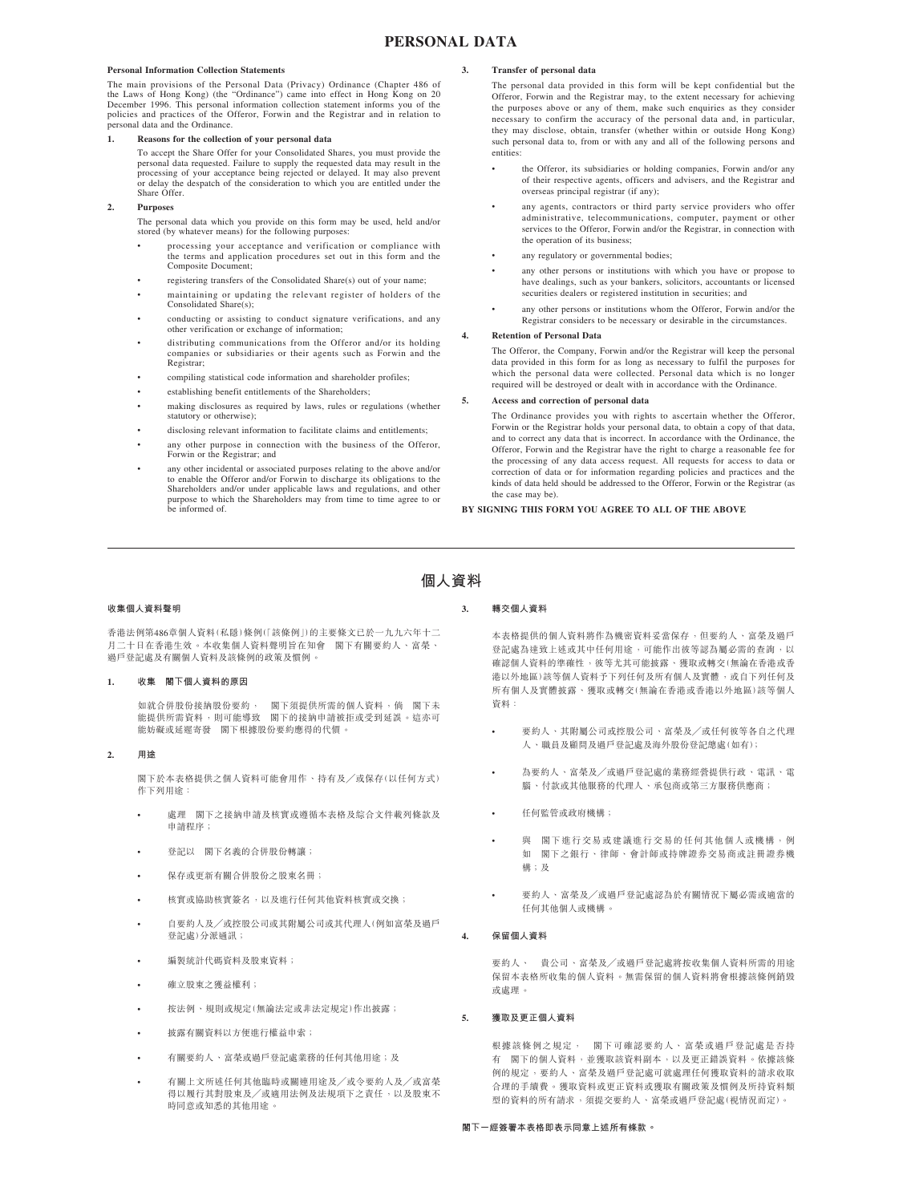# PERSONAL DATA

**Personal Information Collection Statements**

The main provisions of the Personal Data (Privacy) Ordinance (Chapter 486 of the Laws of Hong Kong) (the "Ordinance") came into effect in Hong Kong on 20 December 1996. This personal information collection statement informs you of the policies and practices of the Offeror, Forwin and the Registrar and in relation to personal data and the Ordinance.

**1. Reasons for the collection of your personal data**

To accept the Share Offer for your Consolidated Shares, you must provide the personal data requested. Failure to supply the requested data may result in the processing of your acceptance being rejected or delayed. It may also prevent or delay the despatch of the consideration to which you are entitled under the Share Offer.

**2. Purposes**

The personal data which you provide on this form may be used, held and/or stored (by whatever means) for the following purposes:

- processing your acceptance and verification or compliance with the terms and application procedures set out in this form and the Composite Document;
- registering transfers of the Consolidated Share(s) out of your name;
- maintaining or updating the relevant register of holders of the Consolidated Share(s);
- conducting or assisting to conduct signature verifications, and any other verification or exchange of information;
- distributing communications from the Offeror and/or its holding companies or subsidiaries or their agents such as Forwin and the Registrar;
- compiling statistical code information and shareholder profiles;
- establishing benefit entitlements of the Shareholders;
- making disclosures as required by laws, rules or regulations (whether statutory or otherwise);
- disclosing relevant information to facilitate claims and entitlements;
- any other purpose in connection with the business of the Offeror, Forwin or the Registrar; and
- any other incidental or associated purposes relating to the above and/or to enable the Offeror and/or Forwin to discharge its obligations to the Shareholders and/or under applicable laws and regulations, and other purpose to which the Shareholders may from time to time agree to or be informed of.

**3. Transfer of personal data**

The personal data provided in this form will be kept confidential but the Offeror, Forwin and the Registrar may, to the extent necessary for achieving the purposes above or any of them, make such enquiries as they consider necessary to confirm the accuracy of the personal data and, in particular, they may disclose, obtain, transfer (whether within or outside Hong Kong) such personal data to, from or with any and all of the following persons and entities:

- the Offeror, its subsidiaries or holding companies, Forwin and/or any of their respective agents, officers and advisers, and the Registrar and overseas principal registrar (if any);
- any agents, contractors or third party service providers who offer administrative, telecommunications, computer, payment or other services to the Offeror, Forwin and/or the Registrar, in connection with the operation of its business;
- any regulatory or governmental bodies;
- any other persons or institutions with which you have or propose to have dealings, such as your bankers, solicitors, accountants or licensed securities dealers or registered institution in securities; and
- any other persons or institutions whom the Offeror, Forwin and/or the Registrar considers to be necessary or desirable in the circumstances.

**4. Retention of Personal Data**

The Offeror, the Company, Forwin and/or the Registrar will keep the personal data provided in this form for as long as necessary to fulfil the purposes for which the personal data were collected. Personal data which is no longer required will be destroyed or dealt with in accordance with the Ordinance.

**5. Access and correction of personal data**

The Ordinance provides you with rights to ascertain whether the Offeror, Forwin or the Registrar holds your personal data, to obtain a copy of that data, and to correct any data that is incorrect. In accordance with the Ordinance, the Offeror, Forwin and the Registrar have the right to charge a reasonable fee for the processing of any data access request. All requests for access to data or correction of data or for information regarding policies and practices and the kinds of data held should be addressed to the Offeror, Forwin or the Registrar (as the case may be).

**BY SIGNING THIS FORM YOU AGREE TO ALL OF THE ABOVE**

---

# 個人資料

**收集個人資料聲明**

香港法例第486章個人資料(私隱)條例(「該條例」)的主要條文已於一九九六年十二月二十日在香港生效。本收集個人資料聲明旨在知會　閣下有關要約人、富榮、過戶登記處及有關個人資料及該條例的政策及慣例。

**1. 收集　閣下個人資料的原因**

如欲就合併股份接納股份要約，　閣下須提供所需的個人資料，倘　閣下未能提供所需資料，則可能導致　閣下的接納申請被拒或受到延誤。這亦可能妨礙或延遲寄發　閣下根據股份要約應得的代價。

**2. 用途**

閣下於本表格提供之個人資料可能會用作、持有及／或保存(以任何方式)作下列用途：

- 處理　閣下之接納申請及核實或遵循本表格及綜合文件載列條款及申請程序；
- 登記以　閣下名義的合併股份轉讓；
- 保存或更新有關合併股份之股東名冊；
- 核實或協助核實簽名，以及進行任何其他資料核實或交換；
- 自要約人及／或控股公司或其附屬公司或其代理人(例如富榮及過戶登記處)分派通訊；
- 編製統計代碼資料及股東資料；
- 確立股東之獲益權利；
- 按法例、規則或規定(無論法定或非法定規定)作出披露；
- 披露有關資料以方便進行權益申索；
- 有關要約人、富榮或過戶登記處業務的任何其他用途；及
- 有關上文所述任何其他臨時或關連用途及／或令要約人及／或富榮得以履行其對股東及／或適用法例及法規項下之責任，以及股東不時同意或知悉的其他用途。

**3. 轉交個人資料**

本表格提供的個人資料將作為機密資料妥當保存，但要約人、富榮及過戶登記處為達致上述或其中任何用途，可能作出彼等認為屬必需的查詢，以確認個人資料的準確性，彼等尤其可能披露、獲取或轉交(無論在香港或香港以外地區)該等個人資料予下列任何及所有個人及實體，或自下列任何及所有個人及實體披露、獲取或轉交(無論在香港或香港以外地區)該等個人資料：

- 要約人、其附屬公司或控股公司、富榮及／或任何彼等各自之代理人、職員及顧問及過戶登記處及海外股份登記總處(如有)；
- 為要約人、富榮及／或過戶登記處的業務經營提供行政、電訊、電腦、付款或其他服務的代理人、承包商或第三方服務供應商；
- 任何監管或政府機構；
- 與　閣下進行交易或建議進行交易的任何其他個人或機構，例如　閣下之銀行、律師、會計師或持牌證券交易商或註冊證券機構；及
- 要約人、富榮及／或過戶登記處認為於有關情況下屬必需或適當的任何其他個人或機構。

**4. 保留個人資料**

要約人、　貴公司、富榮及／或過戶登記處將按收集個人資料所需的用途保留本表格所收集的個人資料。無需保留的個人資料將會根據該條例銷毀或處理。

**5. 獲取及更正個人資料**

根據該條例之規定，　閣下可確認要約人、富榮或過戶登記處是否持有　閣下的個人資料，並獲取該資料副本，以及更正錯誤資料。依據該條例的規定，要約人、富榮及過戶登記處可就處理任何獲取資料的請求收取合理的手續費。獲取資料或更正資料或獲取有關政策及慣例及所持資料類型的資料的所有請求，須提交要約人、富榮或過戶登記處(視情況而定)。

**閣下一經簽署本表格即表示同意上述所有條款。**